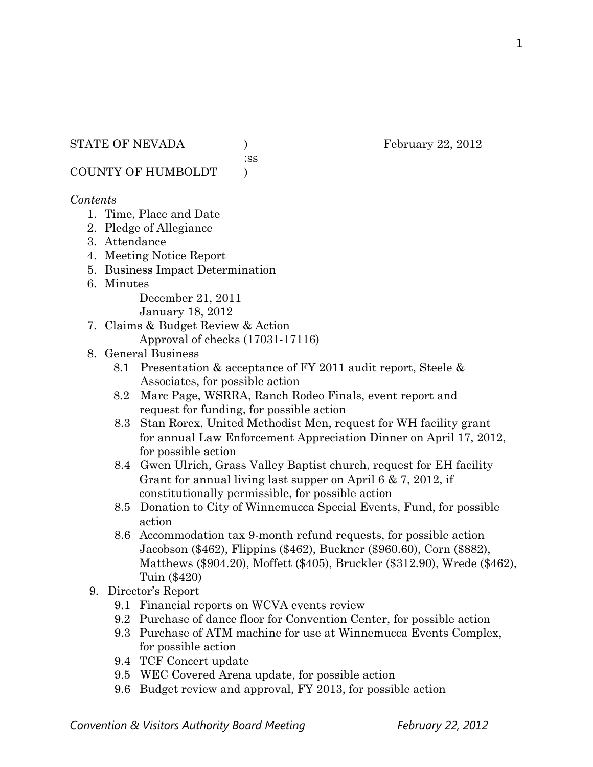STATE OF NEVADA ) February 22, 2012
:ss
COUNTY OF HUMBOLDT )

*Contents*

1. Time, Place and Date
2. Pledge of Allegiance
3. Attendance
4. Meeting Notice Report
5. Business Impact Determination
6. Minutes
   - December 21, 2011
   - January 18, 2012
7. Claims & Budget Review & Action
   - Approval of checks (17031-17116)
8. General Business
   - 8.1 Presentation & acceptance of FY 2011 audit report, Steele & Associates, for possible action
   - 8.2 Marc Page, WSRRA, Ranch Rodeo Finals, event report and request for funding, for possible action
   - 8.3 Stan Rorex, United Methodist Men, request for WH facility grant for annual Law Enforcement Appreciation Dinner on April 17, 2012, for possible action
   - 8.4 Gwen Ulrich, Grass Valley Baptist church, request for EH facility Grant for annual living last supper on April 6 & 7, 2012, if constitutionally permissible, for possible action
   - 8.5 Donation to City of Winnemucca Special Events, Fund, for possible action
   - 8.6 Accommodation tax 9-month refund requests, for possible action Jacobson ($462), Flippins ($462), Buckner ($960.60), Corn ($882), Matthews ($904.20), Moffett ($405), Bruckler ($312.90), Wrede ($462), Tuin ($420)
9. Director's Report
   - 9.1 Financial reports on WCVA events review
   - 9.2 Purchase of dance floor for Convention Center, for possible action
   - 9.3 Purchase of ATM machine for use at Winnemucca Events Complex, for possible action
   - 9.4 TCF Concert update
   - 9.5 WEC Covered Arena update, for possible action
   - 9.6 Budget review and approval, FY 2013, for possible action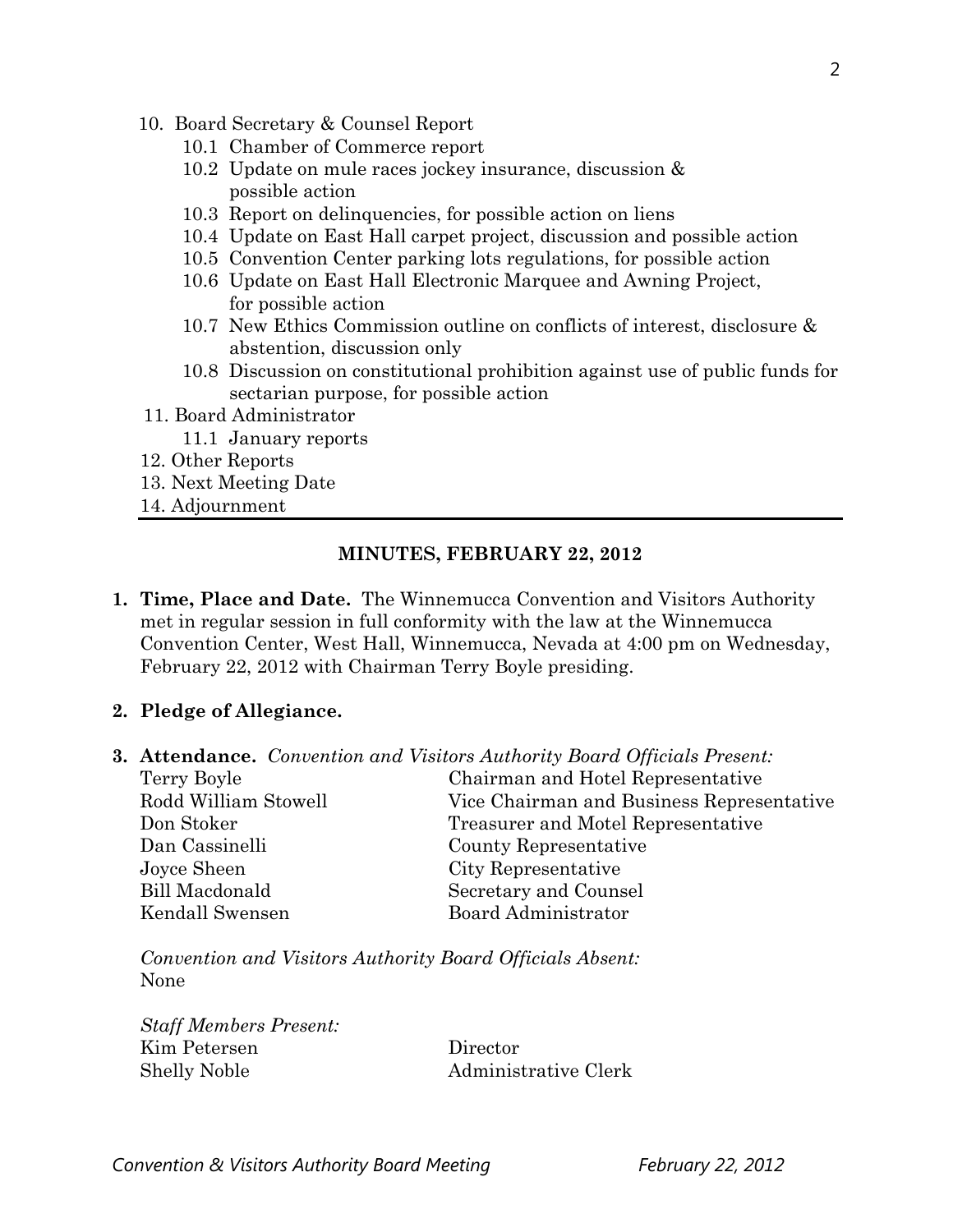10. Board Secretary & Counsel Report
    - 10.1 Chamber of Commerce report
    - 10.2 Update on mule races jockey insurance, discussion & possible action
    - 10.3 Report on delinquencies, for possible action on liens
    - 10.4 Update on East Hall carpet project, discussion and possible action
    - 10.5 Convention Center parking lots regulations, for possible action
    - 10.6 Update on East Hall Electronic Marquee and Awning Project, for possible action
    - 10.7 New Ethics Commission outline on conflicts of interest, disclosure & abstention, discussion only
    - 10.8 Discussion on constitutional prohibition against use of public funds for sectarian purpose, for possible action
11. Board Administrator
    - 11.1 January reports
12. Other Reports
13. Next Meeting Date
14. Adjournment

---

## MINUTES, FEBRUARY 22, 2012

**1. Time, Place and Date.** The Winnemucca Convention and Visitors Authority met in regular session in full conformity with the law at the Winnemucca Convention Center, West Hall, Winnemucca, Nevada at 4:00 pm on Wednesday, February 22, 2012 with Chairman Terry Boyle presiding.

**2. Pledge of Allegiance.**

**3. Attendance.** *Convention and Visitors Authority Board Officials Present:*

| | |
|---|---|
| Terry Boyle | Chairman and Hotel Representative |
| Rodd William Stowell | Vice Chairman and Business Representative |
| Don Stoker | Treasurer and Motel Representative |
| Dan Cassinelli | County Representative |
| Joyce Sheen | City Representative |
| Bill Macdonald | Secretary and Counsel |
| Kendall Swensen | Board Administrator |

*Convention and Visitors Authority Board Officials Absent:*
None

*Staff Members Present:*

| | |
|---|---|
| Kim Petersen | Director |
| Shelly Noble | Administrative Clerk |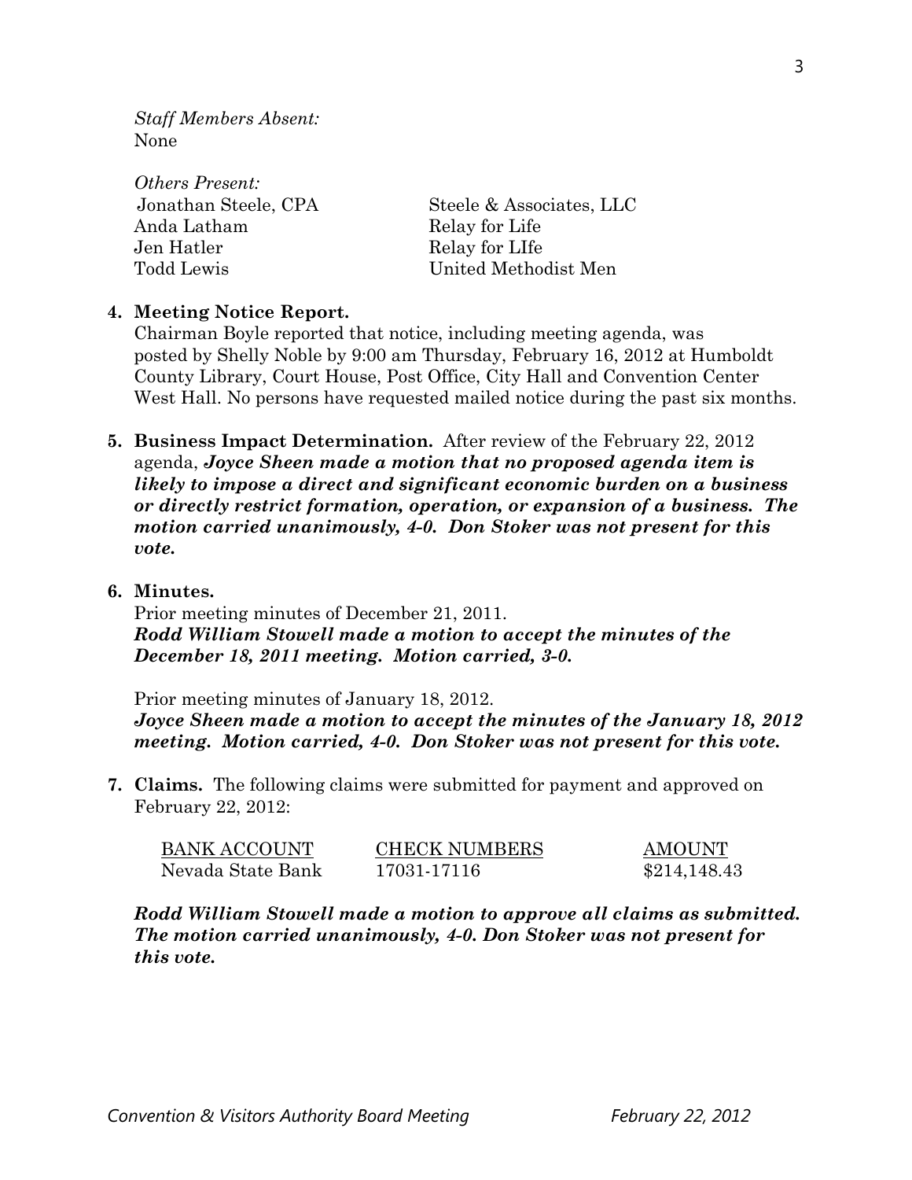*Staff Members Absent:*
None

*Others Present:*

| | |
|---|---|
| Jonathan Steele, CPA | Steele & Associates, LLC |
| Anda Latham | Relay for Life |
| Jen Hatler | Relay for LIfe |
| Todd Lewis | United Methodist Men |

**4. Meeting Notice Report.**
Chairman Boyle reported that notice, including meeting agenda, was posted by Shelly Noble by 9:00 am Thursday, February 16, 2012 at Humboldt County Library, Court House, Post Office, City Hall and Convention Center West Hall. No persons have requested mailed notice during the past six months.

**5. Business Impact Determination.** After review of the February 22, 2012 agenda, ***Joyce Sheen made a motion that no proposed agenda item is likely to impose a direct and significant economic burden on a business or directly restrict formation, operation, or expansion of a business. The motion carried unanimously, 4-0. Don Stoker was not present for this vote.***

**6. Minutes.**
Prior meeting minutes of December 21, 2011.
***Rodd William Stowell made a motion to accept the minutes of the December 18, 2011 meeting. Motion carried, 3-0.***

Prior meeting minutes of January 18, 2012.
***Joyce Sheen made a motion to accept the minutes of the January 18, 2012 meeting. Motion carried, 4-0. Don Stoker was not present for this vote.***

**7. Claims.** The following claims were submitted for payment and approved on February 22, 2012:

| BANK ACCOUNT | CHECK NUMBERS | AMOUNT |
|---|---|---|
| Nevada State Bank | 17031-17116 | $214,148.43 |

***Rodd William Stowell made a motion to approve all claims as submitted. The motion carried unanimously, 4-0. Don Stoker was not present for this vote.***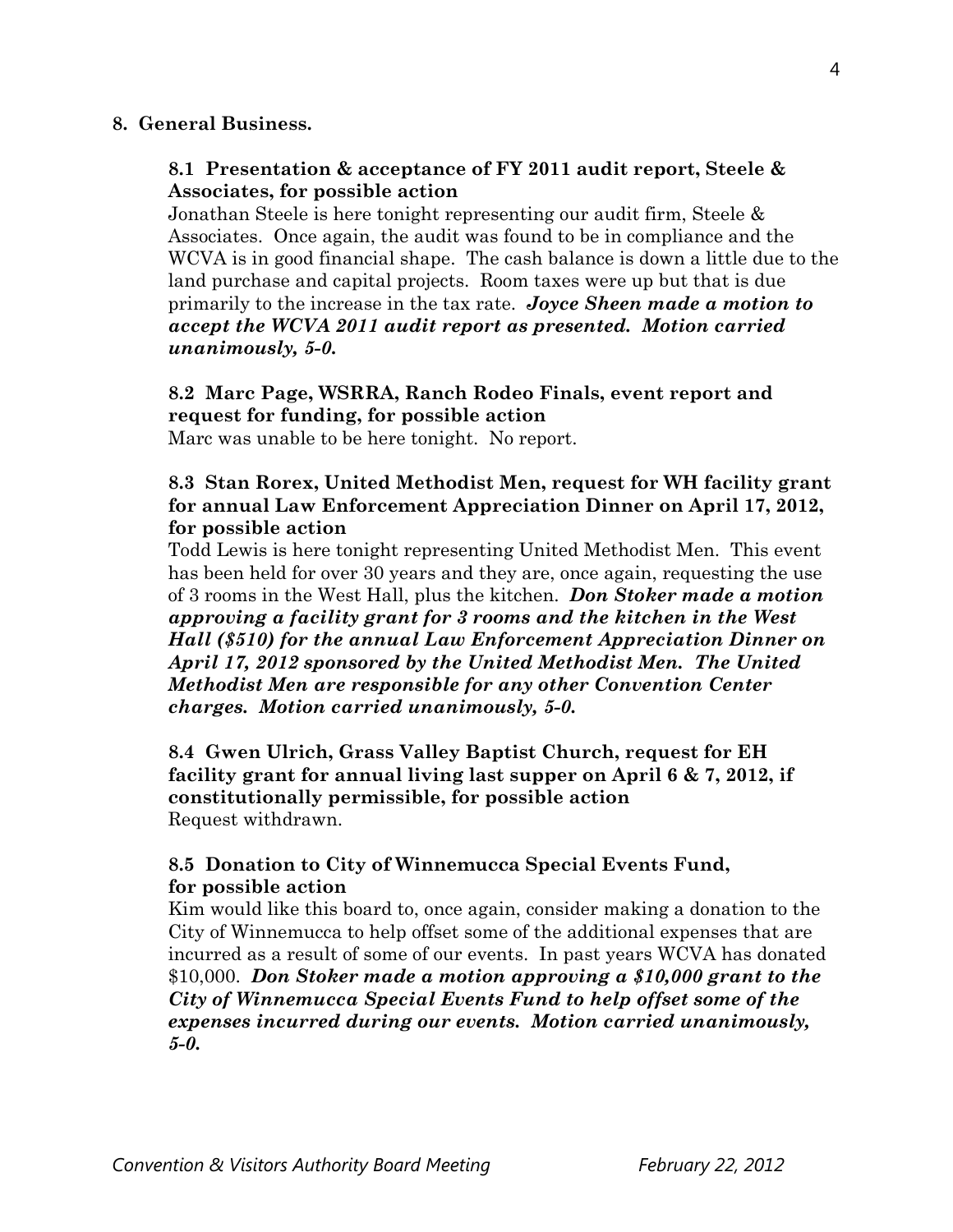## 8. General Business.

### 8.1 Presentation & acceptance of FY 2011 audit report, Steele & Associates, for possible action

Jonathan Steele is here tonight representing our audit firm, Steele & Associates. Once again, the audit was found to be in compliance and the WCVA is in good financial shape. The cash balance is down a little due to the land purchase and capital projects. Room taxes were up but that is due primarily to the increase in the tax rate. ***Joyce Sheen made a motion to accept the WCVA 2011 audit report as presented. Motion carried unanimously, 5-0.***

### 8.2 Marc Page, WSRRA, Ranch Rodeo Finals, event report and request for funding, for possible action

Marc was unable to be here tonight. No report.

### 8.3 Stan Rorex, United Methodist Men, request for WH facility grant for annual Law Enforcement Appreciation Dinner on April 17, 2012, for possible action

Todd Lewis is here tonight representing United Methodist Men. This event has been held for over 30 years and they are, once again, requesting the use of 3 rooms in the West Hall, plus the kitchen. ***Don Stoker made a motion approving a facility grant for 3 rooms and the kitchen in the West Hall ($510) for the annual Law Enforcement Appreciation Dinner on April 17, 2012 sponsored by the United Methodist Men. The United Methodist Men are responsible for any other Convention Center charges. Motion carried unanimously, 5-0.***

### 8.4 Gwen Ulrich, Grass Valley Baptist Church, request for EH facility grant for annual living last supper on April 6 & 7, 2012, if constitutionally permissible, for possible action

Request withdrawn.

### 8.5 Donation to City of Winnemucca Special Events Fund, for possible action

Kim would like this board to, once again, consider making a donation to the City of Winnemucca to help offset some of the additional expenses that are incurred as a result of some of our events. In past years WCVA has donated $10,000. ***Don Stoker made a motion approving a $10,000 grant to the City of Winnemucca Special Events Fund to help offset some of the expenses incurred during our events. Motion carried unanimously, 5-0.***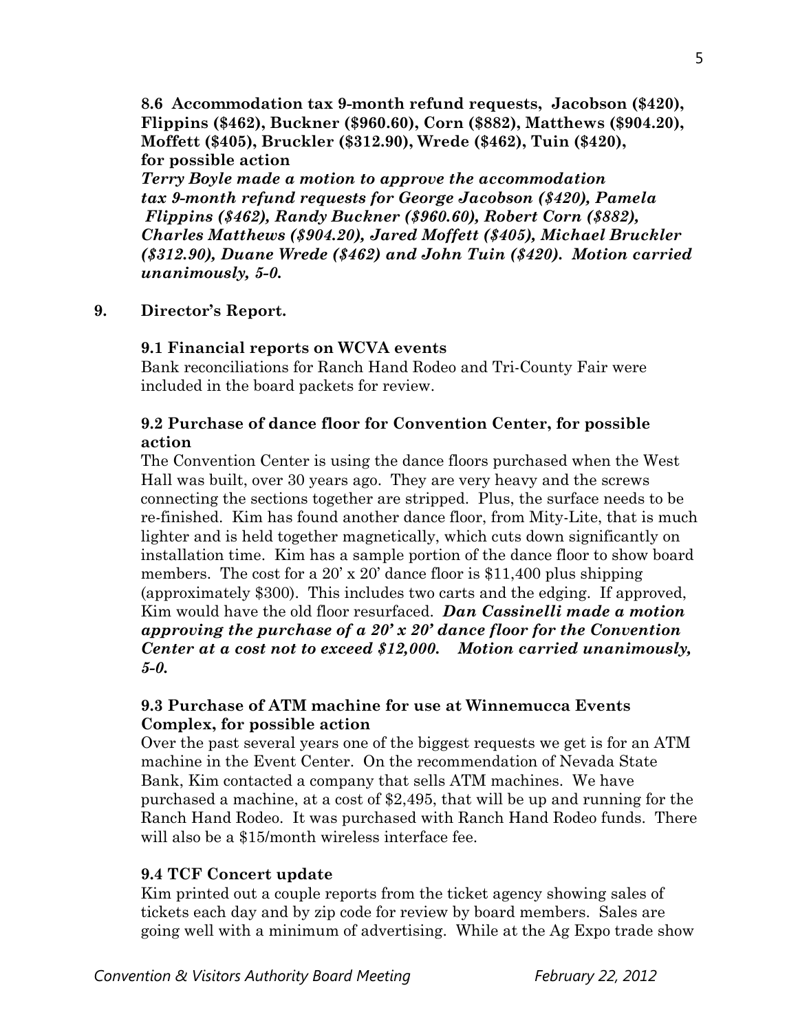**8.6 Accommodation tax 9-month refund requests, Jacobson ($420), Flippins ($462), Buckner ($960.60), Corn ($882), Matthews ($904.20), Moffett ($405), Bruckler ($312.90), Wrede ($462), Tuin ($420), for possible action**

***Terry Boyle made a motion to approve the accommodation tax 9-month refund requests for George Jacobson ($420), Pamela Flippins ($462), Randy Buckner ($960.60), Robert Corn ($882), Charles Matthews ($904.20), Jared Moffett ($405), Michael Bruckler ($312.90), Duane Wrede ($462) and John Tuin ($420). Motion carried unanimously, 5-0.***

**9. Director's Report.**

**9.1 Financial reports on WCVA events**

Bank reconciliations for Ranch Hand Rodeo and Tri-County Fair were included in the board packets for review.

**9.2 Purchase of dance floor for Convention Center, for possible action**

The Convention Center is using the dance floors purchased when the West Hall was built, over 30 years ago. They are very heavy and the screws connecting the sections together are stripped. Plus, the surface needs to be re-finished. Kim has found another dance floor, from Mity-Lite, that is much lighter and is held together magnetically, which cuts down significantly on installation time. Kim has a sample portion of the dance floor to show board members. The cost for a 20' x 20' dance floor is $11,400 plus shipping (approximately $300). This includes two carts and the edging. If approved, Kim would have the old floor resurfaced. ***Dan Cassinelli made a motion approving the purchase of a 20' x 20' dance floor for the Convention Center at a cost not to exceed $12,000. Motion carried unanimously, 5-0.***

**9.3 Purchase of ATM machine for use at Winnemucca Events Complex, for possible action**

Over the past several years one of the biggest requests we get is for an ATM machine in the Event Center. On the recommendation of Nevada State Bank, Kim contacted a company that sells ATM machines. We have purchased a machine, at a cost of $2,495, that will be up and running for the Ranch Hand Rodeo. It was purchased with Ranch Hand Rodeo funds. There will also be a $15/month wireless interface fee.

**9.4 TCF Concert update**

Kim printed out a couple reports from the ticket agency showing sales of tickets each day and by zip code for review by board members. Sales are going well with a minimum of advertising. While at the Ag Expo trade show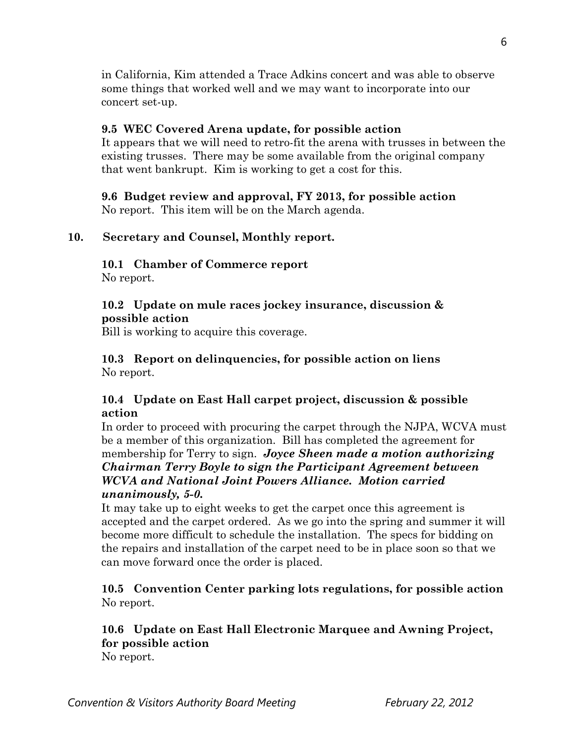in California, Kim attended a Trace Adkins concert and was able to observe some things that worked well and we may want to incorporate into our concert set-up.

**9.5 WEC Covered Arena update, for possible action**

It appears that we will need to retro-fit the arena with trusses in between the existing trusses. There may be some available from the original company that went bankrupt. Kim is working to get a cost for this.

**9.6 Budget review and approval, FY 2013, for possible action**

No report. This item will be on the March agenda.

**10. Secretary and Counsel, Monthly report.**

**10.1 Chamber of Commerce report**

No report.

**10.2 Update on mule races jockey insurance, discussion & possible action**

Bill is working to acquire this coverage.

**10.3 Report on delinquencies, for possible action on liens**

No report.

**10.4 Update on East Hall carpet project, discussion & possible action**

In order to proceed with procuring the carpet through the NJPA, WCVA must be a member of this organization. Bill has completed the agreement for membership for Terry to sign. ***Joyce Sheen made a motion authorizing Chairman Terry Boyle to sign the Participant Agreement between WCVA and National Joint Powers Alliance. Motion carried unanimously, 5-0.***

It may take up to eight weeks to get the carpet once this agreement is accepted and the carpet ordered. As we go into the spring and summer it will become more difficult to schedule the installation. The specs for bidding on the repairs and installation of the carpet need to be in place soon so that we can move forward once the order is placed.

**10.5 Convention Center parking lots regulations, for possible action**

No report.

**10.6 Update on East Hall Electronic Marquee and Awning Project, for possible action**

No report.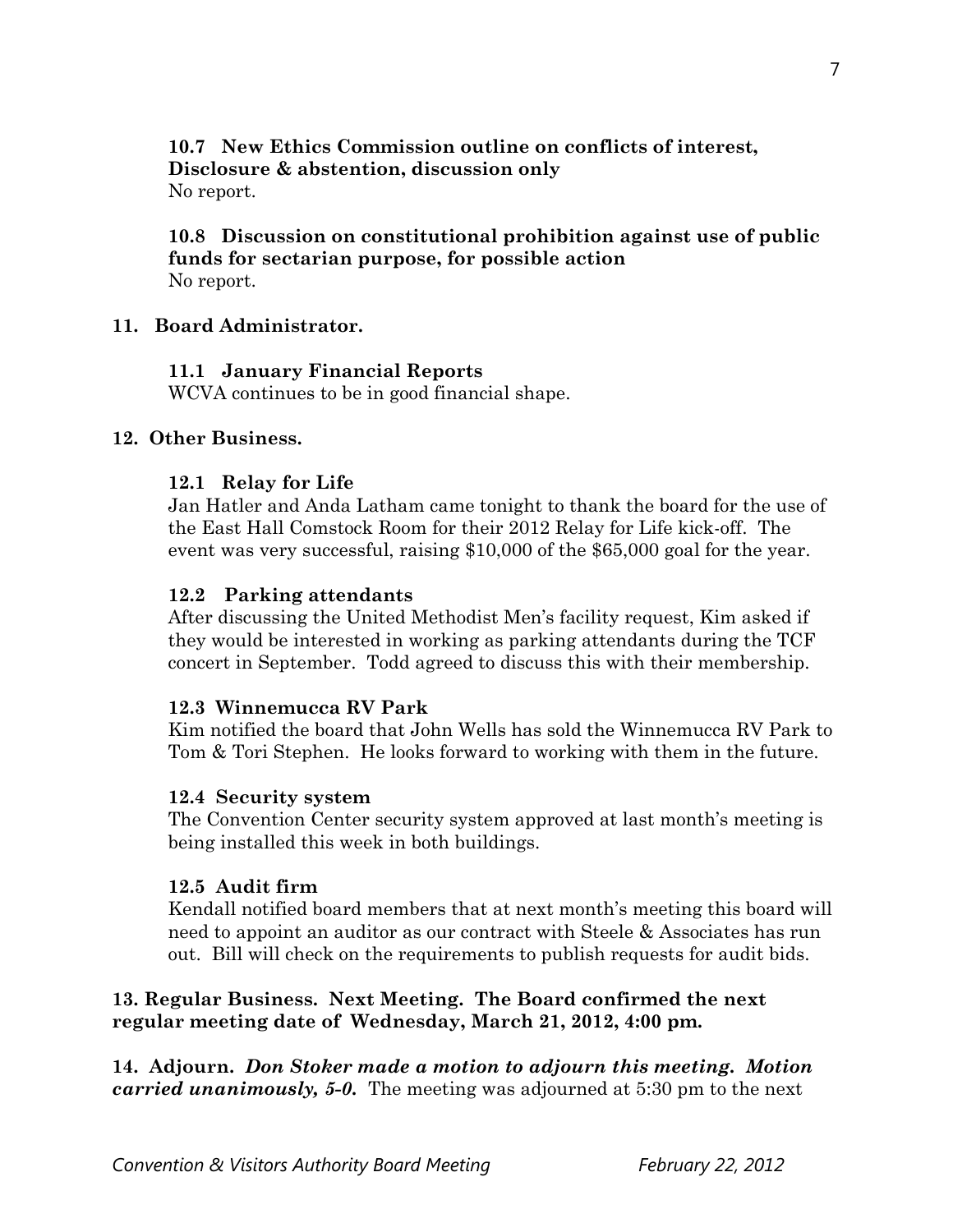**10.7 New Ethics Commission outline on conflicts of interest, Disclosure & abstention, discussion only**
No report.

**10.8 Discussion on constitutional prohibition against use of public funds for sectarian purpose, for possible action**
No report.

**11. Board Administrator.**

**11.1 January Financial Reports**
WCVA continues to be in good financial shape.

**12. Other Business.**

**12.1 Relay for Life**
Jan Hatler and Anda Latham came tonight to thank the board for the use of the East Hall Comstock Room for their 2012 Relay for Life kick-off. The event was very successful, raising $10,000 of the $65,000 goal for the year.

**12.2 Parking attendants**
After discussing the United Methodist Men's facility request, Kim asked if they would be interested in working as parking attendants during the TCF concert in September. Todd agreed to discuss this with their membership.

**12.3 Winnemucca RV Park**
Kim notified the board that John Wells has sold the Winnemucca RV Park to Tom & Tori Stephen. He looks forward to working with them in the future.

**12.4 Security system**
The Convention Center security system approved at last month's meeting is being installed this week in both buildings.

**12.5 Audit firm**
Kendall notified board members that at next month's meeting this board will need to appoint an auditor as our contract with Steele & Associates has run out. Bill will check on the requirements to publish requests for audit bids.

**13. Regular Business. Next Meeting. The Board confirmed the next regular meeting date of Wednesday, March 21, 2012, 4:00 pm.**

**14. Adjourn.** ***Don Stoker made a motion to adjourn this meeting. Motion carried unanimously, 5-0.*** The meeting was adjourned at 5:30 pm to the next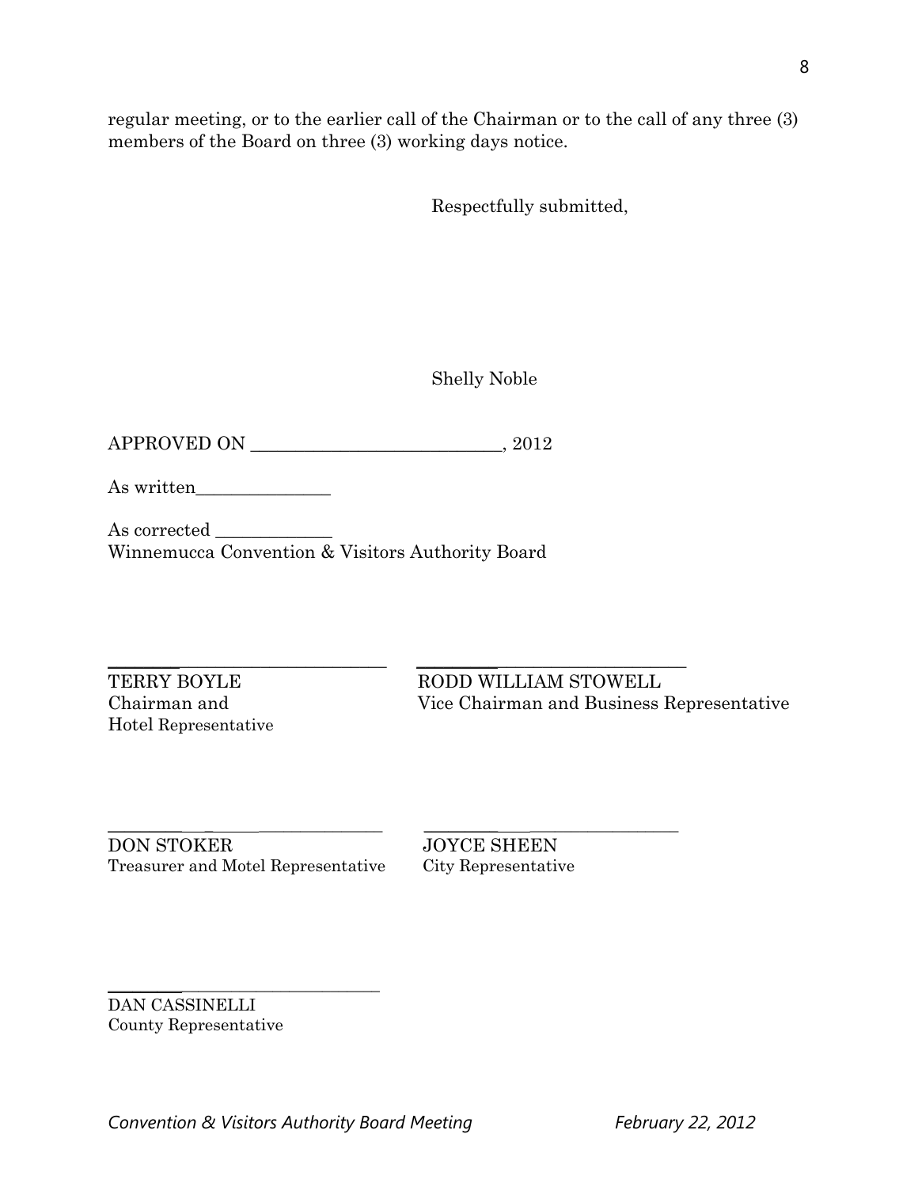regular meeting, or to the earlier call of the Chairman or to the call of any three (3) members of the Board on three (3) working days notice.

Respectfully submitted,

Shelly Noble

APPROVED ON ___________________________, 2012

As written_______________

As corrected _____________
Winnemucca Convention & Visitors Authority Board

______________________________
TERRY BOYLE
Chairman and
Hotel Representative

______________________________
RODD WILLIAM STOWELL
Vice Chairman and Business Representative

______________________________
DON STOKER
Treasurer and Motel Representative

______________________________
JOYCE SHEEN
City Representative

______________________________
DAN CASSINELLI
County Representative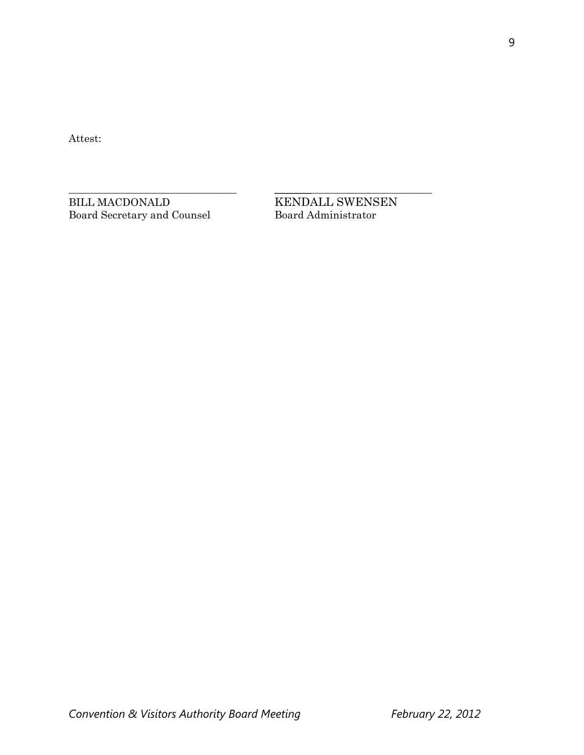Attest:

\_\_\_\_\_\_\_\_\_\_\_\_\_\_\_\_\_\_\_\_\_\_\_\_\_\_\_\_\_\_\_\_
BILL MACDONALD
Board Secretary and Counsel

\_\_\_\_\_\_\_\_\_\_\_\_\_\_\_\_\_\_\_\_\_\_\_\_\_\_\_\_\_\_\_\_
KENDALL SWENSEN
Board Administrator